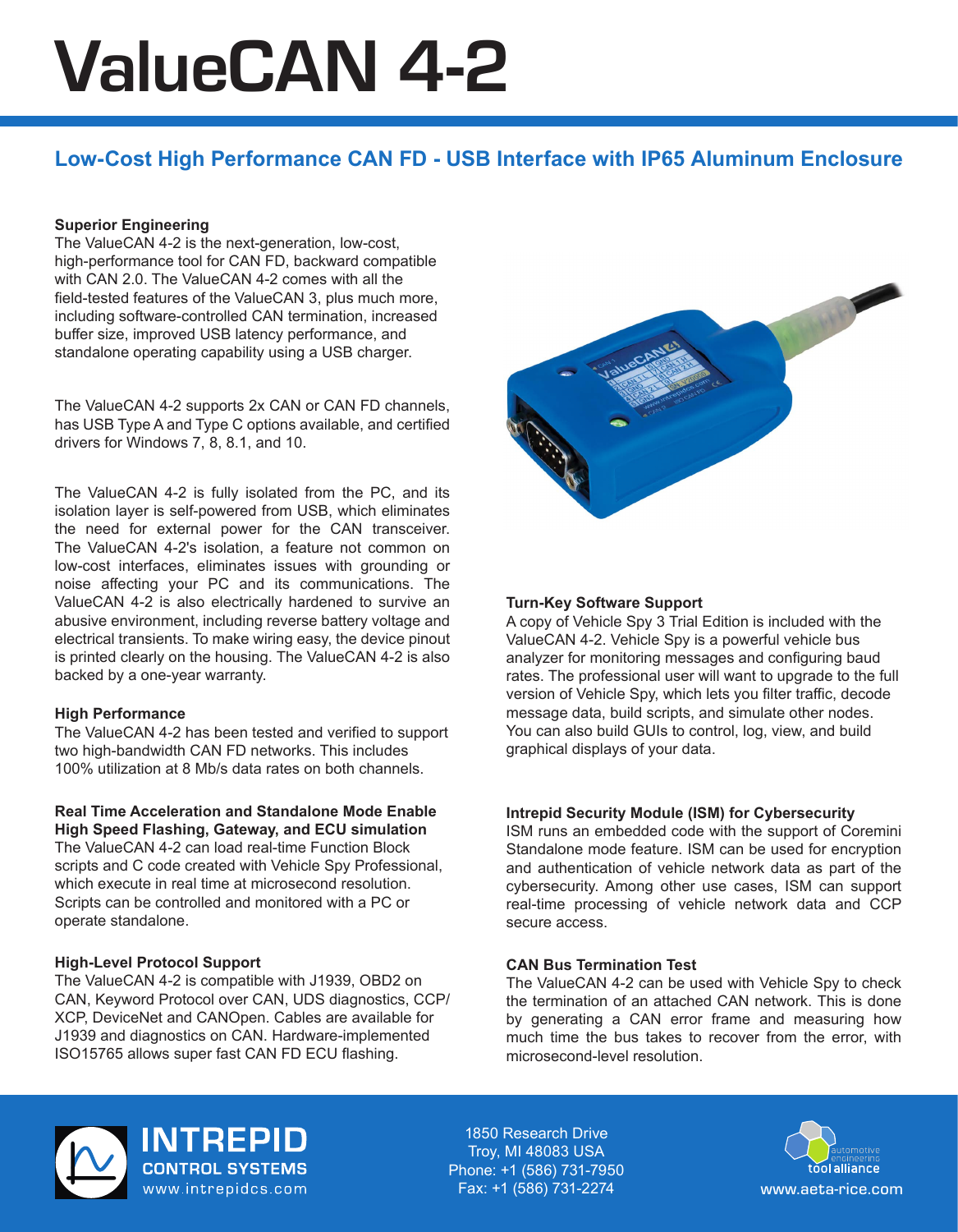# ValueCAN 4-2

## Low-Cost High Performance CAN FD - USB Interface with IP65 Aluminum Enclosure

### Superior Engineering

The ValueCAN 4-2 is the next-generation, low-cost, high-performance tool for CAN FD, backward compatible with CAN 2.0. The ValueCAN 4-2 comes with all the field-tested features of the ValueCAN 3, plus much more, including software-controlled CAN termination, increased buffer size, improved USB latency performance, and standalone operating capability using a USB charger.

The ValueCAN 4-2 supports 2x CAN or CAN FD channels, has USB Type A and Type C options available, and certified drivers for Windows 7, 8, 8.1, and 10.

The ValueCAN 4-2 is fully isolated from the PC, and its isolation layer is self-powered from USB, which eliminates the need for external power for the CAN transceiver. The ValueCAN 4-2's isolation, a feature not common on low-cost interfaces, eliminates issues with grounding or noise affecting your PC and its communications. The ValueCAN 4-2 is also electrically hardened to survive an abusive environment, including reverse battery voltage and electrical transients. To make wiring easy, the device pinout is printed clearly on the housing. The ValueCAN 4-2 is also backed by a one-year warranty.

### High Performance

The ValueCAN 4-2 has been tested and verified to support two high-bandwidth CAN FD networks. This includes 100% utilization at 8 Mb/s data rates on both channels.

### Real Time Acceleration and Standalone Mode Enable High Speed Flashing, Gateway, and ECU simulation

The ValueCAN 4-2 can load real-time Function Block scripts and C code created with Vehicle Spy Professional, which execute in real time at microsecond resolution. Scripts can be controlled and monitored with a PC or operate standalone.

### High-Level Protocol Support

The ValueCAN 4-2 is compatible with J1939, OBD2 on CAN, Keyword Protocol over CAN, UDS diagnostics, CCP/XCP, DeviceNet and CANOpen. Cables are available for J1939 and diagnostics on CAN. Hardware-implemented ISO15765 allows super fast CAN FD ECU flashing.

### Turn-Key Software Support

A copy of Vehicle Spy 3 Trial Edition is included with the ValueCAN 4-2. Vehicle Spy is a powerful vehicle bus analyzer for monitoring messages and configuring baud rates. The professional user will want to upgrade to the full version of Vehicle Spy, which lets you filter traffic, decode message data, build scripts, and simulate other nodes. You can also build GUIs to control, log, view, and build graphical displays of your data.

### Intrepid Security Module (ISM) for Cybersecurity

ISM runs an embedded code with the support of Coremini Standalone mode feature. ISM can be used for encryption and authentication of vehicle network data as part of the cybersecurity. Among other use cases, ISM can support real-time processing of vehicle network data and CCP secure access.

### CAN Bus Termination Test

The ValueCAN 4-2 can be used with Vehicle Spy to check the termination of an attached CAN network. This is done by generating a CAN error frame and measuring how much time the bus takes to recover from the error, with microsecond-level resolution.

INTREPID CONTROL SYSTEMS
www.intrepidcs.com

1850 Research Drive
Troy, MI 48083 USA
Phone: +1 (586) 731-7950
Fax: +1 (586) 731-2274

automotive engineering tool alliance
www.aeta-rice.com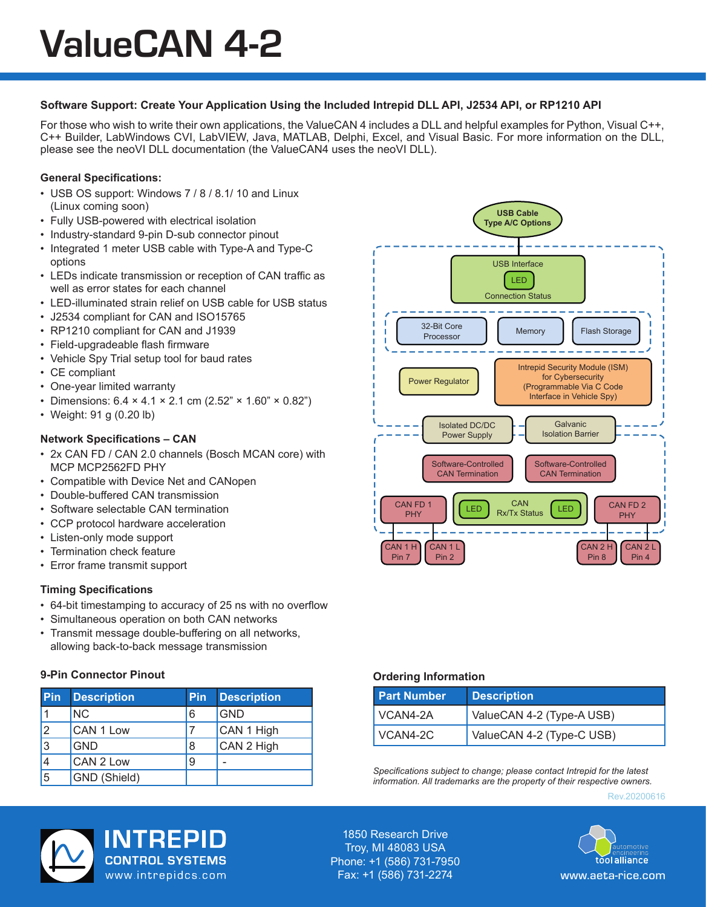# ValueCAN 4-2

**Software Support: Create Your Application Using the Included Intrepid DLL API, J2534 API, or RP1210 API**

For those who wish to write their own applications, the ValueCAN 4 includes a DLL and helpful examples for Python, Visual C++, C++ Builder, LabWindows CVI, LabVIEW, Java, MATLAB, Delphi, Excel, and Visual Basic. For more information on the DLL, please see the neoVI DLL documentation (the ValueCAN4 uses the neoVI DLL).

**General Specifications:**

- USB OS support: Windows 7 / 8 / 8.1/ 10 and Linux (Linux coming soon)
- Fully USB-powered with electrical isolation
- Industry-standard 9-pin D-sub connector pinout
- Integrated 1 meter USB cable with Type-A and Type-C options
- LEDs indicate transmission or reception of CAN traffic as well as error states for each channel
- LED-illuminated strain relief on USB cable for USB status
- J2534 compliant for CAN and ISO15765
- RP1210 compliant for CAN and J1939
- Field-upgradeable flash firmware
- Vehicle Spy Trial setup tool for baud rates
- CE compliant
- One-year limited warranty
- Dimensions: 6.4 × 4.1 × 2.1 cm (2.52" × 1.60" × 0.82")
- Weight: 91 g (0.20 lb)

**Network Specifications – CAN**

- 2x CAN FD / CAN 2.0 channels (Bosch MCAN core) with MCP MCP2562FD PHY
- Compatible with Device Net and CANopen
- Double-buffered CAN transmission
- Software selectable CAN termination
- CCP protocol hardware acceleration
- Listen-only mode support
- Termination check feature
- Error frame transmit support

**Timing Specifications**

- 64-bit timestamping to accuracy of 25 ns with no overflow
- Simultaneous operation on both CAN networks
- Transmit message double-buffering on all networks, allowing back-to-back message transmission

USB Cable
Type A/C Options
USB Interface
LED
Connection Status
32-Bit Core Processor
Memory
Flash Storage
Power Regulator
Intrepid Security Module (ISM) for Cybersecurity (Programmable Via C Code Interface in Vehicle Spy)
Isolated DC/DC Power Supply
Galvanic Isolation Barrier
Software-Controlled CAN Termination
Software-Controlled CAN Termination
CAN FD 1 PHY
LED
CAN Rx/Tx Status
LED
CAN FD 2 PHY
CAN 1 H Pin 7
CAN 1 L Pin 2
CAN 2 H Pin 8
CAN 2 L Pin 4

**9-Pin Connector Pinout**

| Pin | Description | Pin | Description |
|---|---|---|---|
| 1 | NC | 6 | GND |
| 2 | CAN 1 Low | 7 | CAN 1 High |
| 3 | GND | 8 | CAN 2 High |
| 4 | CAN 2 Low | 9 | - |
| 5 | GND (Shield) | | |

**Ordering Information**

| Part Number | Description |
|---|---|
| VCAN4-2A | ValueCAN 4-2 (Type-A USB) |
| VCAN4-2C | ValueCAN 4-2 (Type-C USB) |

*Specifications subject to change; please contact Intrepid for the latest information. All trademarks are the property of their respective owners.*

Rev.20200616

INTREPID CONTROL SYSTEMS
www.intrepidcs.com

1850 Research Drive
Troy, MI 48083 USA
Phone: +1 (586) 731-7950
Fax: +1 (586) 731-2274

automotive engineering tool alliance
www.aeta-rice.com